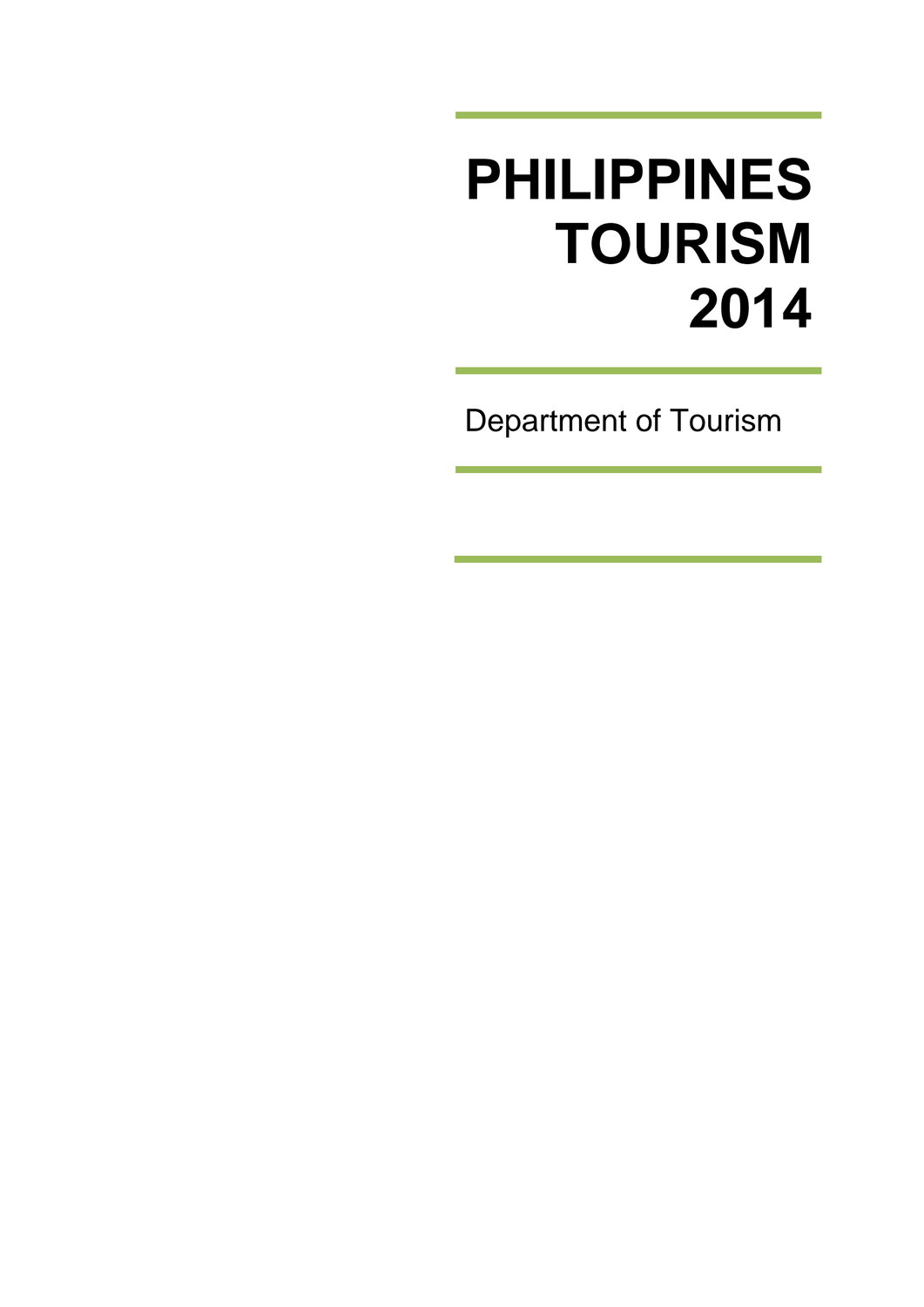# PHILIPPINES TOURISM 2014

Department of Tourism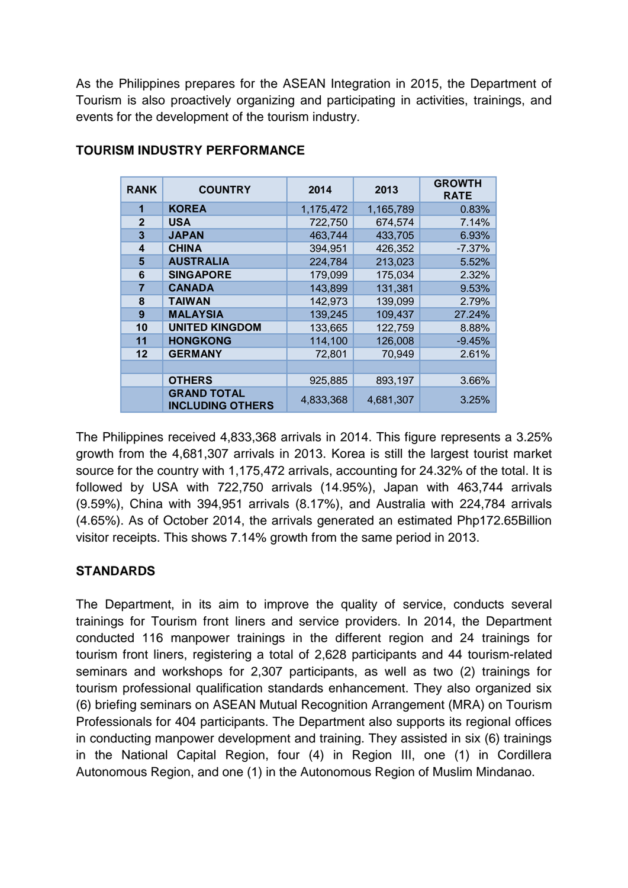As the Philippines prepares for the ASEAN Integration in 2015, the Department of Tourism is also proactively organizing and participating in activities, trainings, and events for the development of the tourism industry.

## TOURISM INDUSTRY PERFORMANCE

| RANK | COUNTRY | 2014 | 2013 | GROWTH RATE |
|---|---|---|---|---|
| 1 | KOREA | 1,175,472 | 1,165,789 | 0.83% |
| 2 | USA | 722,750 | 674,574 | 7.14% |
| 3 | JAPAN | 463,744 | 433,705 | 6.93% |
| 4 | CHINA | 394,951 | 426,352 | -7.37% |
| 5 | AUSTRALIA | 224,784 | 213,023 | 5.52% |
| 6 | SINGAPORE | 179,099 | 175,034 | 2.32% |
| 7 | CANADA | 143,899 | 131,381 | 9.53% |
| 8 | TAIWAN | 142,973 | 139,099 | 2.79% |
| 9 | MALAYSIA | 139,245 | 109,437 | 27.24% |
| 10 | UNITED KINGDOM | 133,665 | 122,759 | 8.88% |
| 11 | HONGKONG | 114,100 | 126,008 | -9.45% |
| 12 | GERMANY | 72,801 | 70,949 | 2.61% |
| | | | | |
| | OTHERS | 925,885 | 893,197 | 3.66% |
| | GRAND TOTAL INCLUDING OTHERS | 4,833,368 | 4,681,307 | 3.25% |

The Philippines received 4,833,368 arrivals in 2014. This figure represents a 3.25% growth from the 4,681,307 arrivals in 2013. Korea is still the largest tourist market source for the country with 1,175,472 arrivals, accounting for 24.32% of the total. It is followed by USA with 722,750 arrivals (14.95%), Japan with 463,744 arrivals (9.59%), China with 394,951 arrivals (8.17%), and Australia with 224,784 arrivals (4.65%). As of October 2014, the arrivals generated an estimated Php172.65Billion visitor receipts. This shows 7.14% growth from the same period in 2013.

## STANDARDS

The Department, in its aim to improve the quality of service, conducts several trainings for Tourism front liners and service providers. In 2014, the Department conducted 116 manpower trainings in the different region and 24 trainings for tourism front liners, registering a total of 2,628 participants and 44 tourism-related seminars and workshops for 2,307 participants, as well as two (2) trainings for tourism professional qualification standards enhancement. They also organized six (6) briefing seminars on ASEAN Mutual Recognition Arrangement (MRA) on Tourism Professionals for 404 participants. The Department also supports its regional offices in conducting manpower development and training. They assisted in six (6) trainings in the National Capital Region, four (4) in Region III, one (1) in Cordillera Autonomous Region, and one (1) in the Autonomous Region of Muslim Mindanao.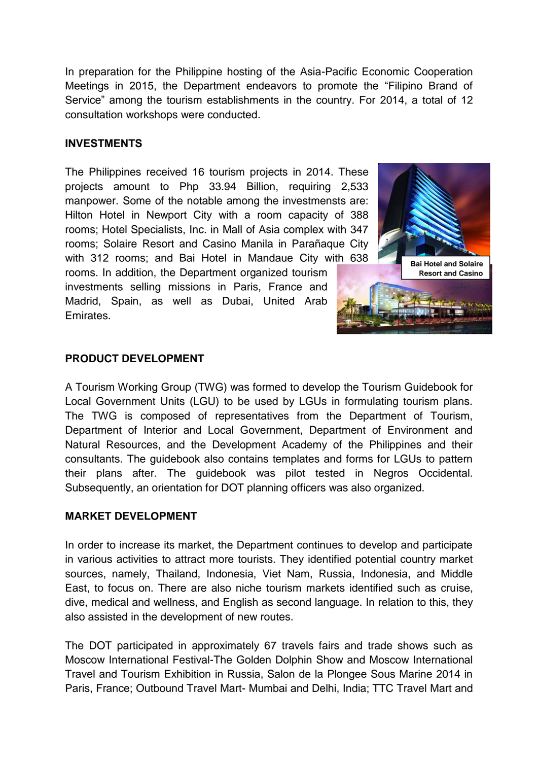In preparation for the Philippine hosting of the Asia-Pacific Economic Cooperation Meetings in 2015, the Department endeavors to promote the "Filipino Brand of Service" among the tourism establishments in the country. For 2014, a total of 12 consultation workshops were conducted.

**INVESTMENTS**

The Philippines received 16 tourism projects in 2014. These projects amount to Php 33.94 Billion, requiring 2,533 manpower. Some of the notable among the investmensts are: Hilton Hotel in Newport City with a room capacity of 388 rooms; Hotel Specialists, Inc. in Mall of Asia complex with 347 rooms; Solaire Resort and Casino Manila in Parañaque City with 312 rooms; and Bai Hotel in Mandaue City with 638 rooms. In addition, the Department organized tourism investments selling missions in Paris, France and Madrid, Spain, as well as Dubai, United Arab Emirates.

Bai Hotel and Solaire Resort and Casino

**PRODUCT DEVELOPMENT**

A Tourism Working Group (TWG) was formed to develop the Tourism Guidebook for Local Government Units (LGU) to be used by LGUs in formulating tourism plans. The TWG is composed of representatives from the Department of Tourism, Department of Interior and Local Government, Department of Environment and Natural Resources, and the Development Academy of the Philippines and their consultants. The guidebook also contains templates and forms for LGUs to pattern their plans after. The guidebook was pilot tested in Negros Occidental. Subsequently, an orientation for DOT planning officers was also organized.

**MARKET DEVELOPMENT**

In order to increase its market, the Department continues to develop and participate in various activities to attract more tourists. They identified potential country market sources, namely, Thailand, Indonesia, Viet Nam, Russia, Indonesia, and Middle East, to focus on. There are also niche tourism markets identified such as cruise, dive, medical and wellness, and English as second language. In relation to this, they also assisted in the development of new routes.

The DOT participated in approximately 67 travels fairs and trade shows such as Moscow International Festival-The Golden Dolphin Show and Moscow International Travel and Tourism Exhibition in Russia, Salon de la Plongee Sous Marine 2014 in Paris, France; Outbound Travel Mart- Mumbai and Delhi, India; TTC Travel Mart and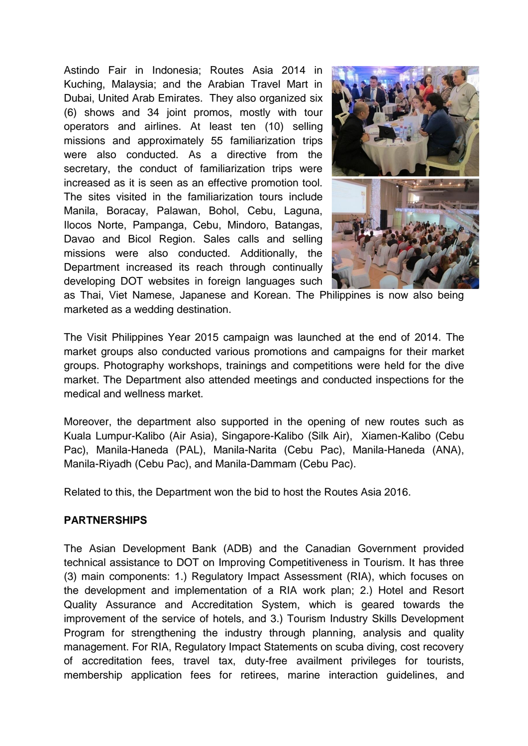Astindo Fair in Indonesia; Routes Asia 2014 in Kuching, Malaysia; and the Arabian Travel Mart in Dubai, United Arab Emirates. They also organized six (6) shows and 34 joint promos, mostly with tour operators and airlines. At least ten (10) selling missions and approximately 55 familiarization trips were also conducted. As a directive from the secretary, the conduct of familiarization trips were increased as it is seen as an effective promotion tool. The sites visited in the familiarization tours include Manila, Boracay, Palawan, Bohol, Cebu, Laguna, Ilocos Norte, Pampanga, Cebu, Mindoro, Batangas, Davao and Bicol Region. Sales calls and selling missions were also conducted. Additionally, the Department increased its reach through continually developing DOT websites in foreign languages such as Thai, Viet Namese, Japanese and Korean. The Philippines is now also being marketed as a wedding destination.

The Visit Philippines Year 2015 campaign was launched at the end of 2014. The market groups also conducted various promotions and campaigns for their market groups. Photography workshops, trainings and competitions were held for the dive market. The Department also attended meetings and conducted inspections for the medical and wellness market.

Moreover, the department also supported in the opening of new routes such as Kuala Lumpur-Kalibo (Air Asia), Singapore-Kalibo (Silk Air), Xiamen-Kalibo (Cebu Pac), Manila-Haneda (PAL), Manila-Narita (Cebu Pac), Manila-Haneda (ANA), Manila-Riyadh (Cebu Pac), and Manila-Dammam (Cebu Pac).

Related to this, the Department won the bid to host the Routes Asia 2016.

**PARTNERSHIPS**

The Asian Development Bank (ADB) and the Canadian Government provided technical assistance to DOT on Improving Competitiveness in Tourism. It has three (3) main components: 1.) Regulatory Impact Assessment (RIA), which focuses on the development and implementation of a RIA work plan; 2.) Hotel and Resort Quality Assurance and Accreditation System, which is geared towards the improvement of the service of hotels, and 3.) Tourism Industry Skills Development Program for strengthening the industry through planning, analysis and quality management. For RIA, Regulatory Impact Statements on scuba diving, cost recovery of accreditation fees, travel tax, duty-free availment privileges for tourists, membership application fees for retirees, marine interaction guidelines, and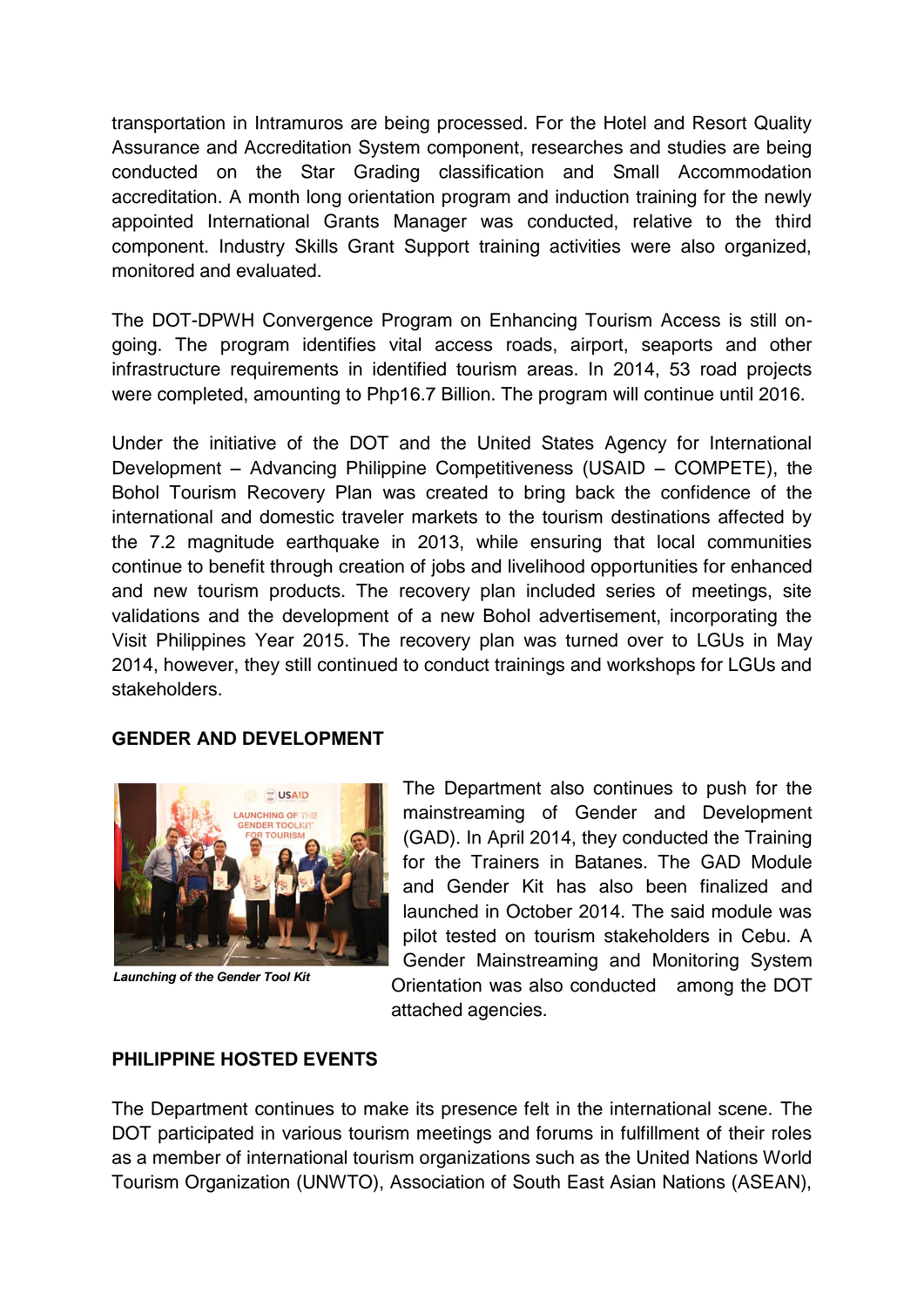transportation in Intramuros are being processed. For the Hotel and Resort Quality Assurance and Accreditation System component, researches and studies are being conducted on the Star Grading classification and Small Accommodation accreditation. A month long orientation program and induction training for the newly appointed International Grants Manager was conducted, relative to the third component. Industry Skills Grant Support training activities were also organized, monitored and evaluated.

The DOT-DPWH Convergence Program on Enhancing Tourism Access is still on-going. The program identifies vital access roads, airport, seaports and other infrastructure requirements in identified tourism areas. In 2014, 53 road projects were completed, amounting to Php16.7 Billion. The program will continue until 2016.

Under the initiative of the DOT and the United States Agency for International Development – Advancing Philippine Competitiveness (USAID – COMPETE), the Bohol Tourism Recovery Plan was created to bring back the confidence of the international and domestic traveler markets to the tourism destinations affected by the 7.2 magnitude earthquake in 2013, while ensuring that local communities continue to benefit through creation of jobs and livelihood opportunities for enhanced and new tourism products. The recovery plan included series of meetings, site validations and the development of a new Bohol advertisement, incorporating the Visit Philippines Year 2015. The recovery plan was turned over to LGUs in May 2014, however, they still continued to conduct trainings and workshops for LGUs and stakeholders.

**GENDER AND DEVELOPMENT**

*Launching of the Gender Tool Kit*

The Department also continues to push for the mainstreaming of Gender and Development (GAD). In April 2014, they conducted the Training for the Trainers in Batanes. The GAD Module and Gender Kit has also been finalized and launched in October 2014. The said module was pilot tested on tourism stakeholders in Cebu. A Gender Mainstreaming and Monitoring System Orientation was also conducted among the DOT attached agencies.

**PHILIPPINE HOSTED EVENTS**

The Department continues to make its presence felt in the international scene. The DOT participated in various tourism meetings and forums in fulfillment of their roles as a member of international tourism organizations such as the United Nations World Tourism Organization (UNWTO), Association of South East Asian Nations (ASEAN),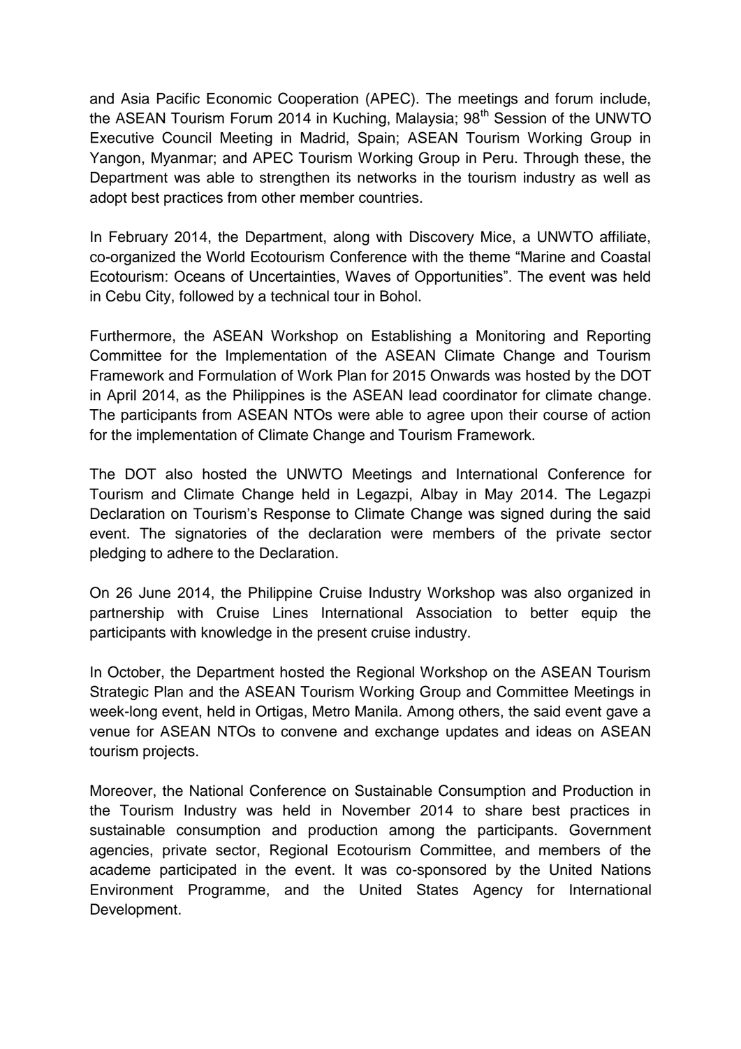and Asia Pacific Economic Cooperation (APEC). The meetings and forum include, the ASEAN Tourism Forum 2014 in Kuching, Malaysia; 98th Session of the UNWTO Executive Council Meeting in Madrid, Spain; ASEAN Tourism Working Group in Yangon, Myanmar; and APEC Tourism Working Group in Peru. Through these, the Department was able to strengthen its networks in the tourism industry as well as adopt best practices from other member countries.

In February 2014, the Department, along with Discovery Mice, a UNWTO affiliate, co-organized the World Ecotourism Conference with the theme "Marine and Coastal Ecotourism: Oceans of Uncertainties, Waves of Opportunities". The event was held in Cebu City, followed by a technical tour in Bohol.

Furthermore, the ASEAN Workshop on Establishing a Monitoring and Reporting Committee for the Implementation of the ASEAN Climate Change and Tourism Framework and Formulation of Work Plan for 2015 Onwards was hosted by the DOT in April 2014, as the Philippines is the ASEAN lead coordinator for climate change. The participants from ASEAN NTOs were able to agree upon their course of action for the implementation of Climate Change and Tourism Framework.

The DOT also hosted the UNWTO Meetings and International Conference for Tourism and Climate Change held in Legazpi, Albay in May 2014. The Legazpi Declaration on Tourism's Response to Climate Change was signed during the said event. The signatories of the declaration were members of the private sector pledging to adhere to the Declaration.

On 26 June 2014, the Philippine Cruise Industry Workshop was also organized in partnership with Cruise Lines International Association to better equip the participants with knowledge in the present cruise industry.

In October, the Department hosted the Regional Workshop on the ASEAN Tourism Strategic Plan and the ASEAN Tourism Working Group and Committee Meetings in week-long event, held in Ortigas, Metro Manila. Among others, the said event gave a venue for ASEAN NTOs to convene and exchange updates and ideas on ASEAN tourism projects.

Moreover, the National Conference on Sustainable Consumption and Production in the Tourism Industry was held in November 2014 to share best practices in sustainable consumption and production among the participants. Government agencies, private sector, Regional Ecotourism Committee, and members of the academe participated in the event. It was co-sponsored by the United Nations Environment Programme, and the United States Agency for International Development.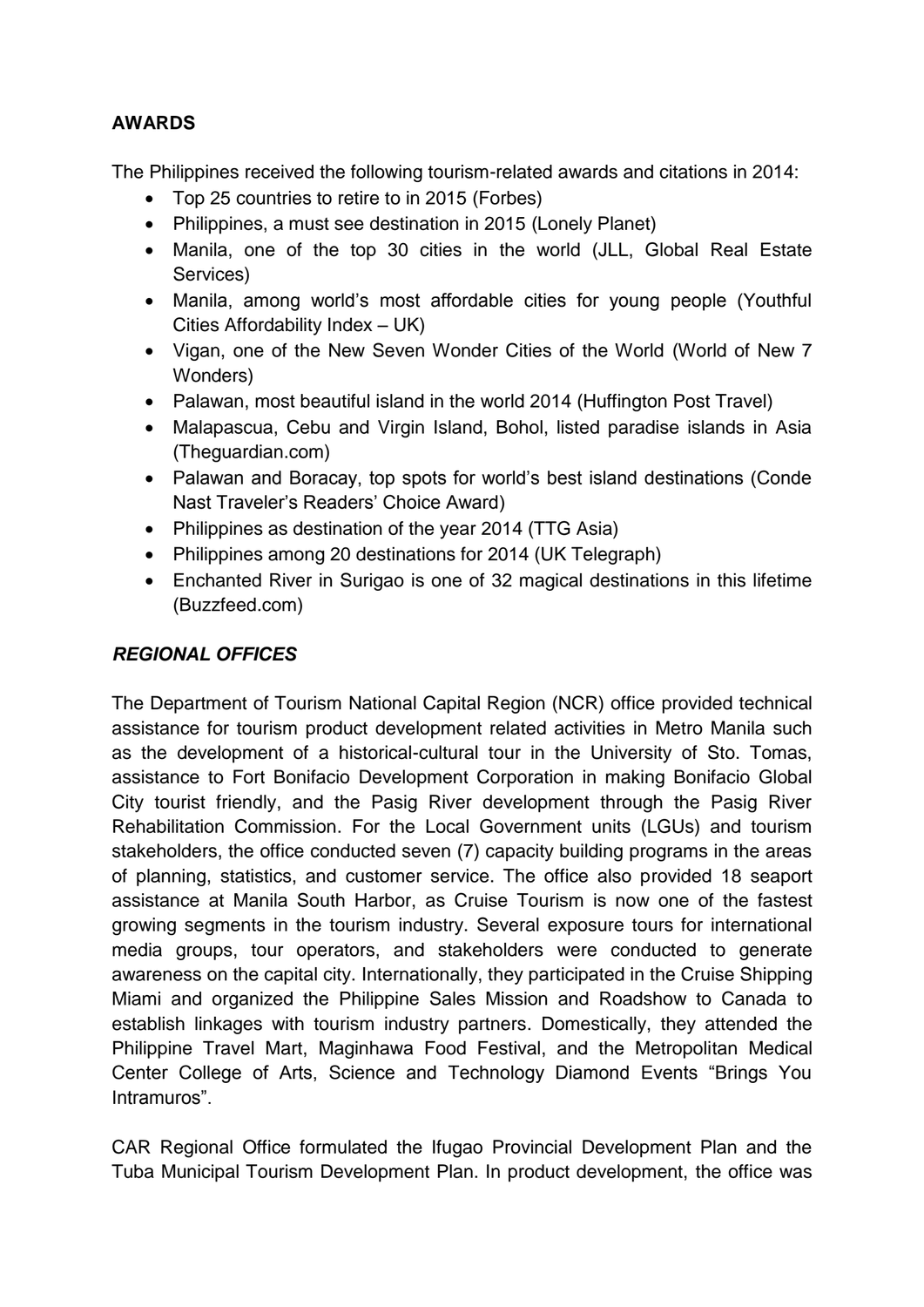**AWARDS**

The Philippines received the following tourism-related awards and citations in 2014:

- Top 25 countries to retire to in 2015 (Forbes)
- Philippines, a must see destination in 2015 (Lonely Planet)
- Manila, one of the top 30 cities in the world (JLL, Global Real Estate Services)
- Manila, among world's most affordable cities for young people (Youthful Cities Affordability Index – UK)
- Vigan, one of the New Seven Wonder Cities of the World (World of New 7 Wonders)
- Palawan, most beautiful island in the world 2014 (Huffington Post Travel)
- Malapascua, Cebu and Virgin Island, Bohol, listed paradise islands in Asia (Theguardian.com)
- Palawan and Boracay, top spots for world's best island destinations (Conde Nast Traveler's Readers' Choice Award)
- Philippines as destination of the year 2014 (TTG Asia)
- Philippines among 20 destinations for 2014 (UK Telegraph)
- Enchanted River in Surigao is one of 32 magical destinations in this lifetime (Buzzfeed.com)

***REGIONAL OFFICES***

The Department of Tourism National Capital Region (NCR) office provided technical assistance for tourism product development related activities in Metro Manila such as the development of a historical-cultural tour in the University of Sto. Tomas, assistance to Fort Bonifacio Development Corporation in making Bonifacio Global City tourist friendly, and the Pasig River development through the Pasig River Rehabilitation Commission. For the Local Government units (LGUs) and tourism stakeholders, the office conducted seven (7) capacity building programs in the areas of planning, statistics, and customer service. The office also provided 18 seaport assistance at Manila South Harbor, as Cruise Tourism is now one of the fastest growing segments in the tourism industry. Several exposure tours for international media groups, tour operators, and stakeholders were conducted to generate awareness on the capital city. Internationally, they participated in the Cruise Shipping Miami and organized the Philippine Sales Mission and Roadshow to Canada to establish linkages with tourism industry partners. Domestically, they attended the Philippine Travel Mart, Maginhawa Food Festival, and the Metropolitan Medical Center College of Arts, Science and Technology Diamond Events "Brings You Intramuros".

CAR Regional Office formulated the Ifugao Provincial Development Plan and the Tuba Municipal Tourism Development Plan. In product development, the office was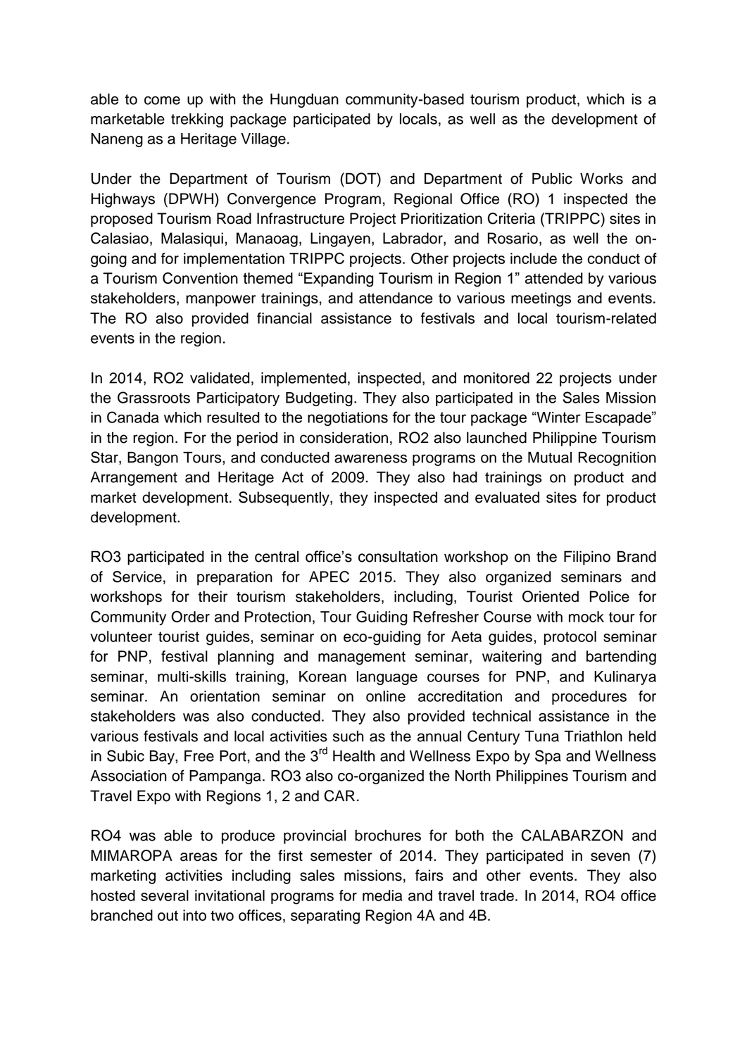able to come up with the Hungduan community-based tourism product, which is a marketable trekking package participated by locals, as well as the development of Naneng as a Heritage Village.

Under the Department of Tourism (DOT) and Department of Public Works and Highways (DPWH) Convergence Program, Regional Office (RO) 1 inspected the proposed Tourism Road Infrastructure Project Prioritization Criteria (TRIPPC) sites in Calasiao, Malasiqui, Manaoag, Lingayen, Labrador, and Rosario, as well the on-going and for implementation TRIPPC projects. Other projects include the conduct of a Tourism Convention themed "Expanding Tourism in Region 1" attended by various stakeholders, manpower trainings, and attendance to various meetings and events. The RO also provided financial assistance to festivals and local tourism-related events in the region.

In 2014, RO2 validated, implemented, inspected, and monitored 22 projects under the Grassroots Participatory Budgeting. They also participated in the Sales Mission in Canada which resulted to the negotiations for the tour package "Winter Escapade" in the region. For the period in consideration, RO2 also launched Philippine Tourism Star, Bangon Tours, and conducted awareness programs on the Mutual Recognition Arrangement and Heritage Act of 2009. They also had trainings on product and market development. Subsequently, they inspected and evaluated sites for product development.

RO3 participated in the central office's consultation workshop on the Filipino Brand of Service, in preparation for APEC 2015. They also organized seminars and workshops for their tourism stakeholders, including, Tourist Oriented Police for Community Order and Protection, Tour Guiding Refresher Course with mock tour for volunteer tourist guides, seminar on eco-guiding for Aeta guides, protocol seminar for PNP, festival planning and management seminar, waitering and bartending seminar, multi-skills training, Korean language courses for PNP, and Kulinarya seminar. An orientation seminar on online accreditation and procedures for stakeholders was also conducted. They also provided technical assistance in the various festivals and local activities such as the annual Century Tuna Triathlon held in Subic Bay, Free Port, and the 3rd Health and Wellness Expo by Spa and Wellness Association of Pampanga. RO3 also co-organized the North Philippines Tourism and Travel Expo with Regions 1, 2 and CAR.

RO4 was able to produce provincial brochures for both the CALABARZON and MIMAROPA areas for the first semester of 2014. They participated in seven (7) marketing activities including sales missions, fairs and other events. They also hosted several invitational programs for media and travel trade. In 2014, RO4 office branched out into two offices, separating Region 4A and 4B.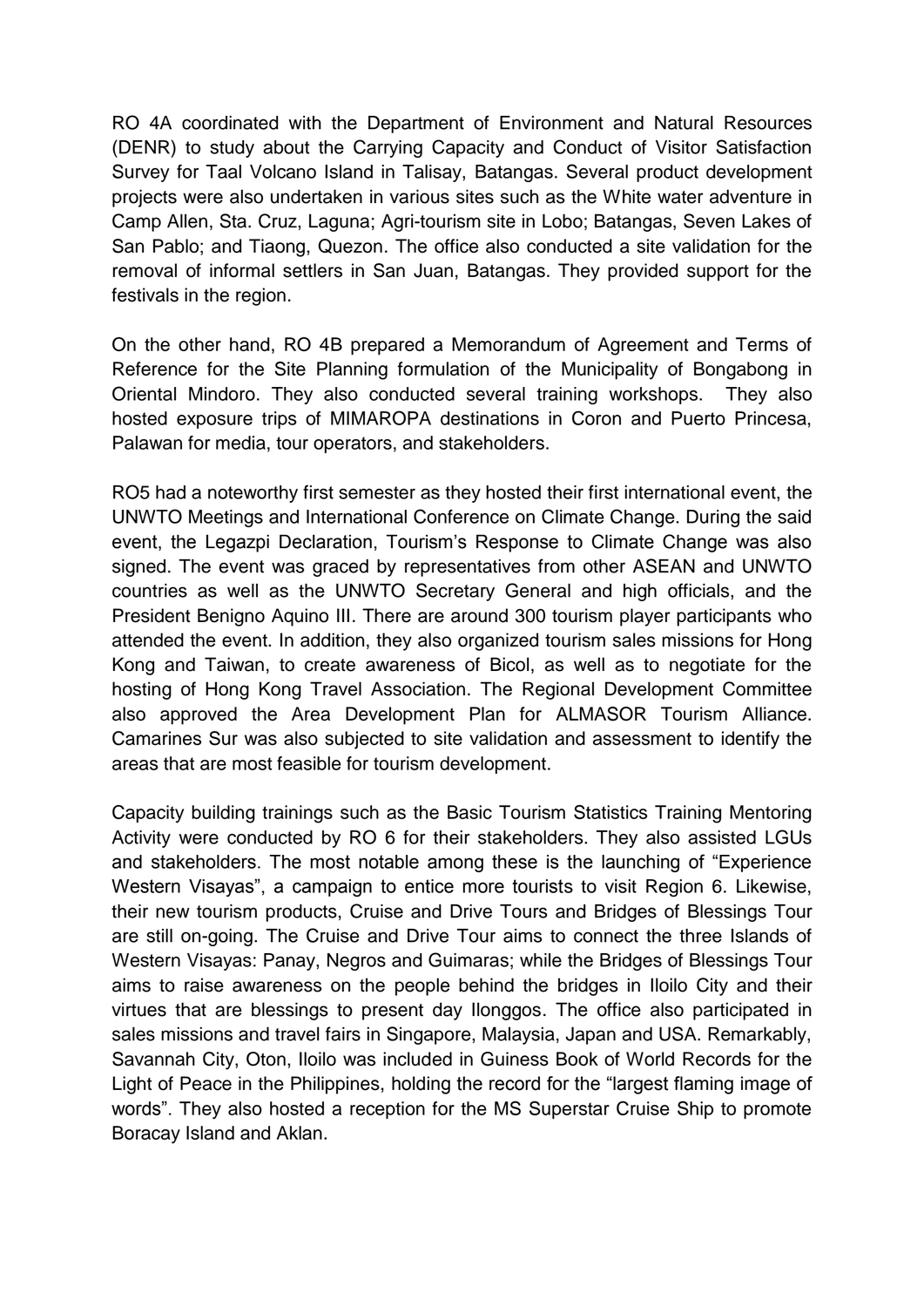RO 4A coordinated with the Department of Environment and Natural Resources (DENR) to study about the Carrying Capacity and Conduct of Visitor Satisfaction Survey for Taal Volcano Island in Talisay, Batangas. Several product development projects were also undertaken in various sites such as the White water adventure in Camp Allen, Sta. Cruz, Laguna; Agri-tourism site in Lobo; Batangas, Seven Lakes of San Pablo; and Tiaong, Quezon. The office also conducted a site validation for the removal of informal settlers in San Juan, Batangas. They provided support for the festivals in the region.

On the other hand, RO 4B prepared a Memorandum of Agreement and Terms of Reference for the Site Planning formulation of the Municipality of Bongabong in Oriental Mindoro. They also conducted several training workshops. They also hosted exposure trips of MIMAROPA destinations in Coron and Puerto Princesa, Palawan for media, tour operators, and stakeholders.

RO5 had a noteworthy first semester as they hosted their first international event, the UNWTO Meetings and International Conference on Climate Change. During the said event, the Legazpi Declaration, Tourism's Response to Climate Change was also signed. The event was graced by representatives from other ASEAN and UNWTO countries as well as the UNWTO Secretary General and high officials, and the President Benigno Aquino III. There are around 300 tourism player participants who attended the event. In addition, they also organized tourism sales missions for Hong Kong and Taiwan, to create awareness of Bicol, as well as to negotiate for the hosting of Hong Kong Travel Association. The Regional Development Committee also approved the Area Development Plan for ALMASOR Tourism Alliance. Camarines Sur was also subjected to site validation and assessment to identify the areas that are most feasible for tourism development.

Capacity building trainings such as the Basic Tourism Statistics Training Mentoring Activity were conducted by RO 6 for their stakeholders. They also assisted LGUs and stakeholders. The most notable among these is the launching of "Experience Western Visayas", a campaign to entice more tourists to visit Region 6. Likewise, their new tourism products, Cruise and Drive Tours and Bridges of Blessings Tour are still on-going. The Cruise and Drive Tour aims to connect the three Islands of Western Visayas: Panay, Negros and Guimaras; while the Bridges of Blessings Tour aims to raise awareness on the people behind the bridges in Iloilo City and their virtues that are blessings to present day Ilonggos. The office also participated in sales missions and travel fairs in Singapore, Malaysia, Japan and USA. Remarkably, Savannah City, Oton, Iloilo was included in Guiness Book of World Records for the Light of Peace in the Philippines, holding the record for the "largest flaming image of words". They also hosted a reception for the MS Superstar Cruise Ship to promote Boracay Island and Aklan.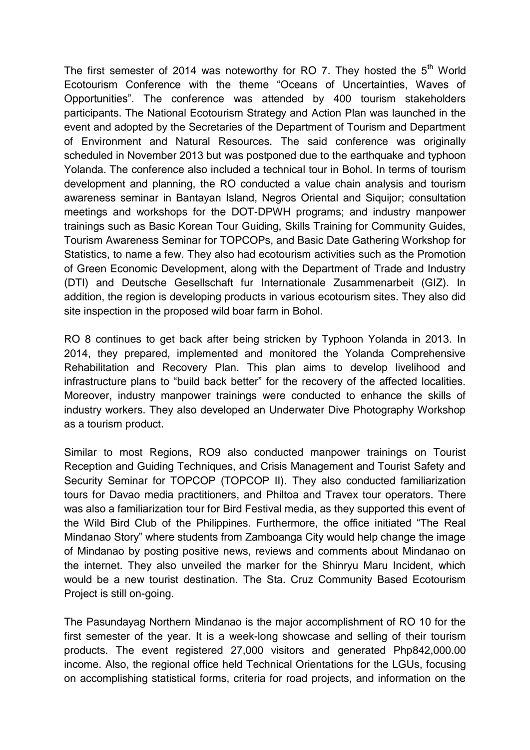The first semester of 2014 was noteworthy for RO 7. They hosted the 5th World Ecotourism Conference with the theme "Oceans of Uncertainties, Waves of Opportunities". The conference was attended by 400 tourism stakeholders participants. The National Ecotourism Strategy and Action Plan was launched in the event and adopted by the Secretaries of the Department of Tourism and Department of Environment and Natural Resources. The said conference was originally scheduled in November 2013 but was postponed due to the earthquake and typhoon Yolanda. The conference also included a technical tour in Bohol. In terms of tourism development and planning, the RO conducted a value chain analysis and tourism awareness seminar in Bantayan Island, Negros Oriental and Siquijor; consultation meetings and workshops for the DOT-DPWH programs; and industry manpower trainings such as Basic Korean Tour Guiding, Skills Training for Community Guides, Tourism Awareness Seminar for TOPCOPs, and Basic Date Gathering Workshop for Statistics, to name a few. They also had ecotourism activities such as the Promotion of Green Economic Development, along with the Department of Trade and Industry (DTI) and Deutsche Gesellschaft fur Internationale Zusammenarbeit (GIZ). In addition, the region is developing products in various ecotourism sites. They also did site inspection in the proposed wild boar farm in Bohol.

RO 8 continues to get back after being stricken by Typhoon Yolanda in 2013. In 2014, they prepared, implemented and monitored the Yolanda Comprehensive Rehabilitation and Recovery Plan. This plan aims to develop livelihood and infrastructure plans to "build back better" for the recovery of the affected localities. Moreover, industry manpower trainings were conducted to enhance the skills of industry workers. They also developed an Underwater Dive Photography Workshop as a tourism product.

Similar to most Regions, RO9 also conducted manpower trainings on Tourist Reception and Guiding Techniques, and Crisis Management and Tourist Safety and Security Seminar for TOPCOP (TOPCOP II). They also conducted familiarization tours for Davao media practitioners, and Philtoa and Travex tour operators. There was also a familiarization tour for Bird Festival media, as they supported this event of the Wild Bird Club of the Philippines. Furthermore, the office initiated "The Real Mindanao Story" where students from Zamboanga City would help change the image of Mindanao by posting positive news, reviews and comments about Mindanao on the internet. They also unveiled the marker for the Shinryu Maru Incident, which would be a new tourist destination. The Sta. Cruz Community Based Ecotourism Project is still on-going.

The Pasundayag Northern Mindanao is the major accomplishment of RO 10 for the first semester of the year. It is a week-long showcase and selling of their tourism products. The event registered 27,000 visitors and generated Php842,000.00 income. Also, the regional office held Technical Orientations for the LGUs, focusing on accomplishing statistical forms, criteria for road projects, and information on the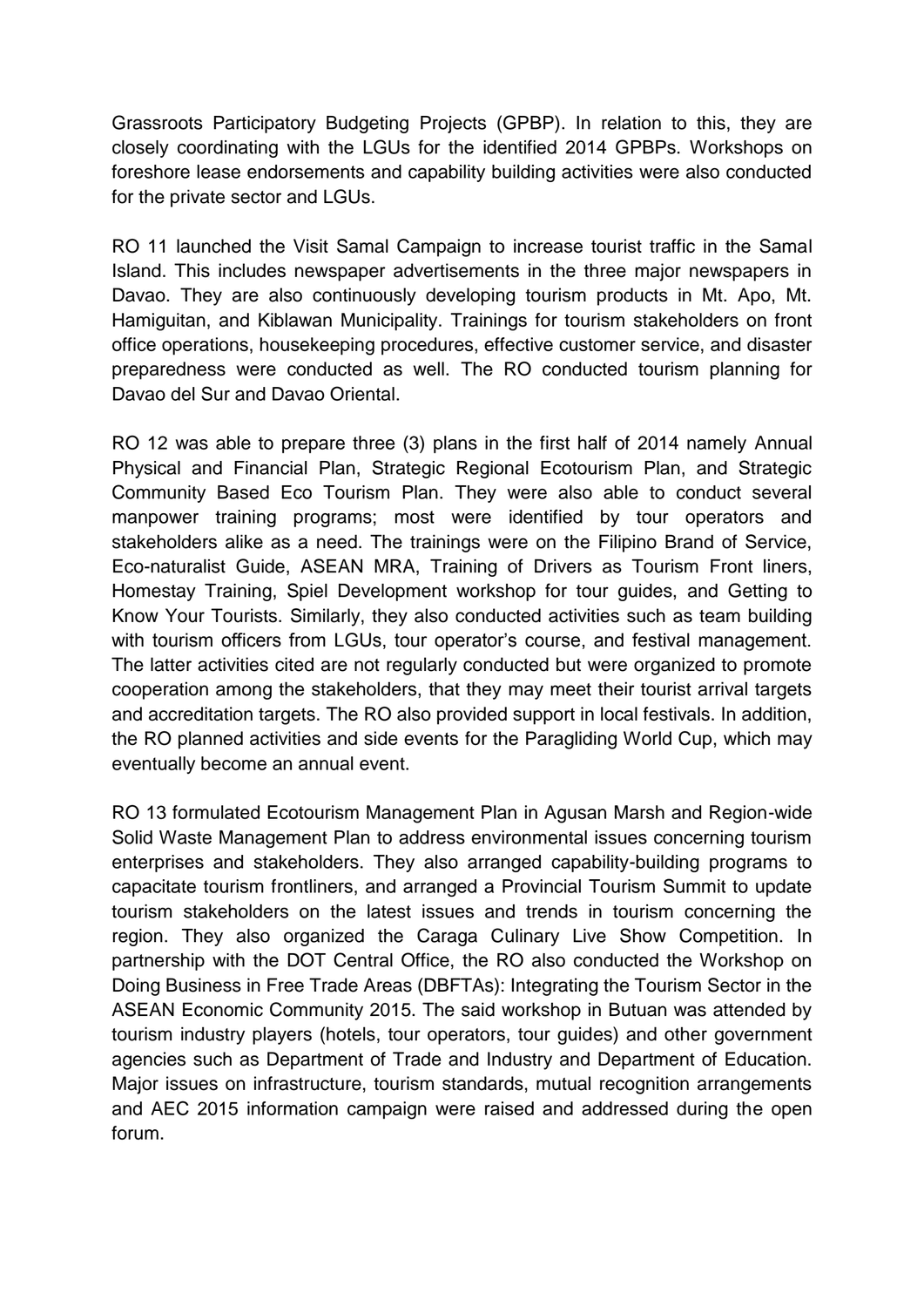Grassroots Participatory Budgeting Projects (GPBP). In relation to this, they are closely coordinating with the LGUs for the identified 2014 GPBPs. Workshops on foreshore lease endorsements and capability building activities were also conducted for the private sector and LGUs.

RO 11 launched the Visit Samal Campaign to increase tourist traffic in the Samal Island. This includes newspaper advertisements in the three major newspapers in Davao. They are also continuously developing tourism products in Mt. Apo, Mt. Hamiguitan, and Kiblawan Municipality. Trainings for tourism stakeholders on front office operations, housekeeping procedures, effective customer service, and disaster preparedness were conducted as well. The RO conducted tourism planning for Davao del Sur and Davao Oriental.

RO 12 was able to prepare three (3) plans in the first half of 2014 namely Annual Physical and Financial Plan, Strategic Regional Ecotourism Plan, and Strategic Community Based Eco Tourism Plan. They were also able to conduct several manpower training programs; most were identified by tour operators and stakeholders alike as a need. The trainings were on the Filipino Brand of Service, Eco-naturalist Guide, ASEAN MRA, Training of Drivers as Tourism Front liners, Homestay Training, Spiel Development workshop for tour guides, and Getting to Know Your Tourists. Similarly, they also conducted activities such as team building with tourism officers from LGUs, tour operator's course, and festival management. The latter activities cited are not regularly conducted but were organized to promote cooperation among the stakeholders, that they may meet their tourist arrival targets and accreditation targets. The RO also provided support in local festivals. In addition, the RO planned activities and side events for the Paragliding World Cup, which may eventually become an annual event.

RO 13 formulated Ecotourism Management Plan in Agusan Marsh and Region-wide Solid Waste Management Plan to address environmental issues concerning tourism enterprises and stakeholders. They also arranged capability-building programs to capacitate tourism frontliners, and arranged a Provincial Tourism Summit to update tourism stakeholders on the latest issues and trends in tourism concerning the region. They also organized the Caraga Culinary Live Show Competition. In partnership with the DOT Central Office, the RO also conducted the Workshop on Doing Business in Free Trade Areas (DBFTAs): Integrating the Tourism Sector in the ASEAN Economic Community 2015. The said workshop in Butuan was attended by tourism industry players (hotels, tour operators, tour guides) and other government agencies such as Department of Trade and Industry and Department of Education. Major issues on infrastructure, tourism standards, mutual recognition arrangements and AEC 2015 information campaign were raised and addressed during the open forum.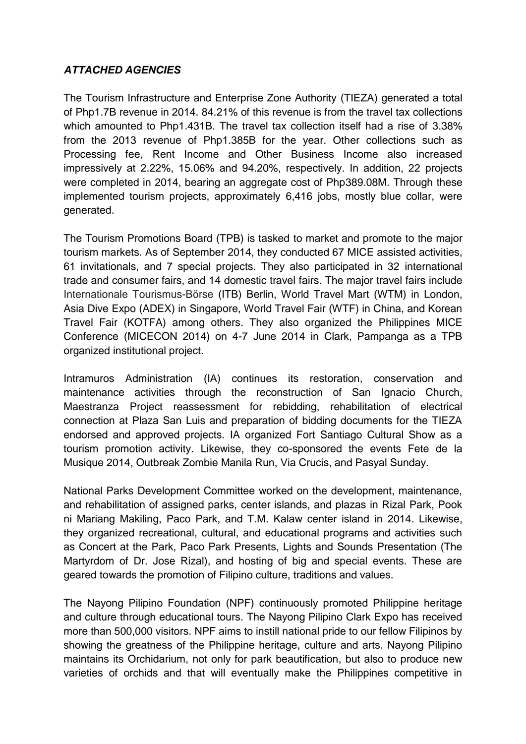***ATTACHED AGENCIES***

The Tourism Infrastructure and Enterprise Zone Authority (TIEZA) generated a total of Php1.7B revenue in 2014. 84.21% of this revenue is from the travel tax collections which amounted to Php1.431B. The travel tax collection itself had a rise of 3.38% from the 2013 revenue of Php1.385B for the year. Other collections such as Processing fee, Rent Income and Other Business Income also increased impressively at 2.22%, 15.06% and 94.20%, respectively. In addition, 22 projects were completed in 2014, bearing an aggregate cost of Php389.08M. Through these implemented tourism projects, approximately 6,416 jobs, mostly blue collar, were generated.

The Tourism Promotions Board (TPB) is tasked to market and promote to the major tourism markets. As of September 2014, they conducted 67 MICE assisted activities, 61 invitationals, and 7 special projects. They also participated in 32 international trade and consumer fairs, and 14 domestic travel fairs. The major travel fairs include Internationale Tourismus-Börse (ITB) Berlin, World Travel Mart (WTM) in London, Asia Dive Expo (ADEX) in Singapore, World Travel Fair (WTF) in China, and Korean Travel Fair (KOTFA) among others. They also organized the Philippines MICE Conference (MICECON 2014) on 4-7 June 2014 in Clark, Pampanga as a TPB organized institutional project.

Intramuros Administration (IA) continues its restoration, conservation and maintenance activities through the reconstruction of San Ignacio Church, Maestranza Project reassessment for rebidding, rehabilitation of electrical connection at Plaza San Luis and preparation of bidding documents for the TIEZA endorsed and approved projects. IA organized Fort Santiago Cultural Show as a tourism promotion activity. Likewise, they co-sponsored the events Fete de la Musique 2014, Outbreak Zombie Manila Run, Via Crucis, and Pasyal Sunday.

National Parks Development Committee worked on the development, maintenance, and rehabilitation of assigned parks, center islands, and plazas in Rizal Park, Pook ni Mariang Makiling, Paco Park, and T.M. Kalaw center island in 2014. Likewise, they organized recreational, cultural, and educational programs and activities such as Concert at the Park, Paco Park Presents, Lights and Sounds Presentation (The Martyrdom of Dr. Jose Rizal), and hosting of big and special events. These are geared towards the promotion of Filipino culture, traditions and values.

The Nayong Pilipino Foundation (NPF) continuously promoted Philippine heritage and culture through educational tours. The Nayong Pilipino Clark Expo has received more than 500,000 visitors. NPF aims to instill national pride to our fellow Filipinos by showing the greatness of the Philippine heritage, culture and arts. Nayong Pilipino maintains its Orchidarium, not only for park beautification, but also to produce new varieties of orchids and that will eventually make the Philippines competitive in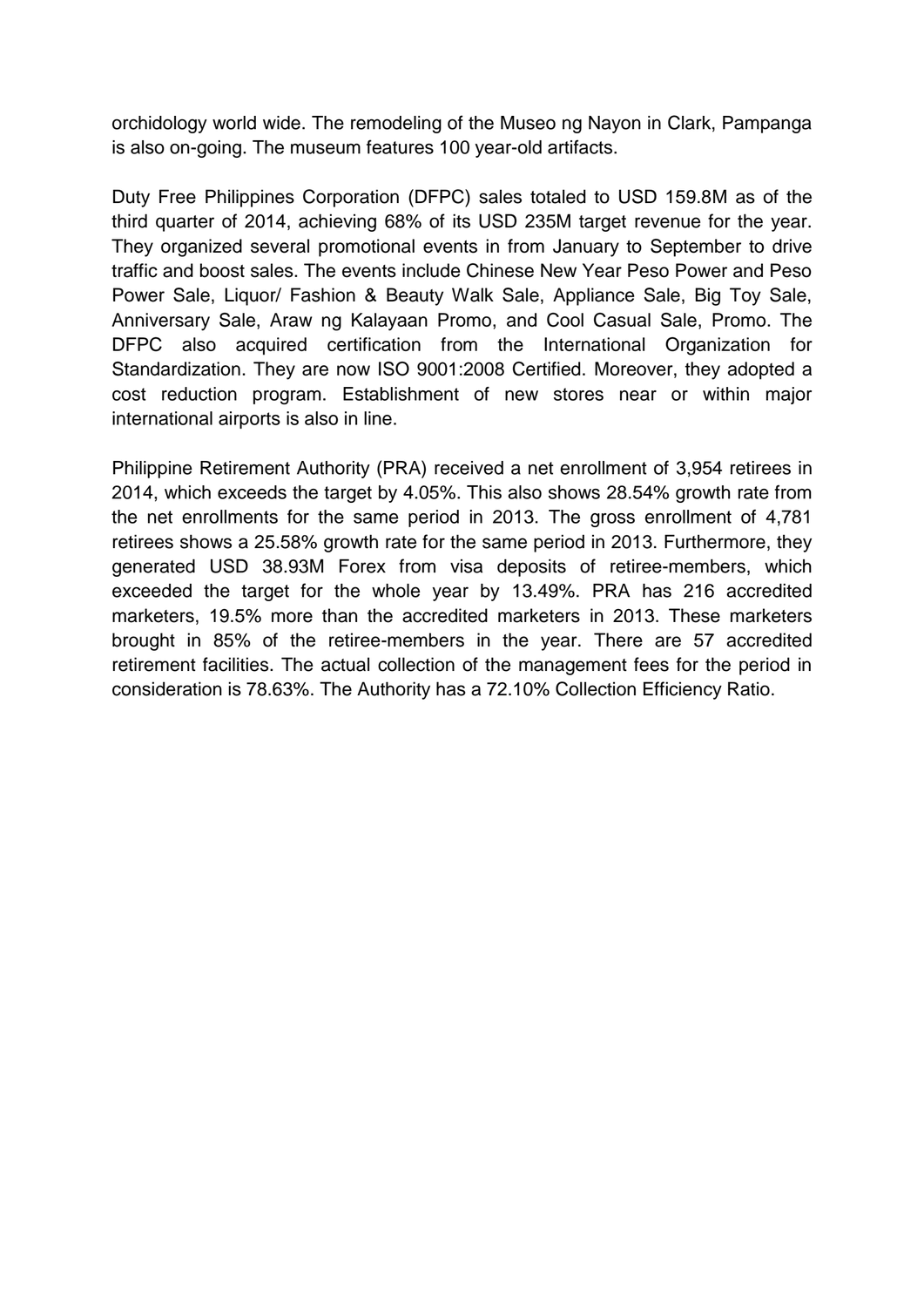orchidology world wide. The remodeling of the Museo ng Nayon in Clark, Pampanga is also on-going. The museum features 100 year-old artifacts.

Duty Free Philippines Corporation (DFPC) sales totaled to USD 159.8M as of the third quarter of 2014, achieving 68% of its USD 235M target revenue for the year. They organized several promotional events in from January to September to drive traffic and boost sales. The events include Chinese New Year Peso Power and Peso Power Sale, Liquor/ Fashion & Beauty Walk Sale, Appliance Sale, Big Toy Sale, Anniversary Sale, Araw ng Kalayaan Promo, and Cool Casual Sale, Promo. The DFPC also acquired certification from the International Organization for Standardization. They are now ISO 9001:2008 Certified. Moreover, they adopted a cost reduction program. Establishment of new stores near or within major international airports is also in line.

Philippine Retirement Authority (PRA) received a net enrollment of 3,954 retirees in 2014, which exceeds the target by 4.05%. This also shows 28.54% growth rate from the net enrollments for the same period in 2013. The gross enrollment of 4,781 retirees shows a 25.58% growth rate for the same period in 2013. Furthermore, they generated USD 38.93M Forex from visa deposits of retiree-members, which exceeded the target for the whole year by 13.49%. PRA has 216 accredited marketers, 19.5% more than the accredited marketers in 2013. These marketers brought in 85% of the retiree-members in the year. There are 57 accredited retirement facilities. The actual collection of the management fees for the period in consideration is 78.63%. The Authority has a 72.10% Collection Efficiency Ratio.